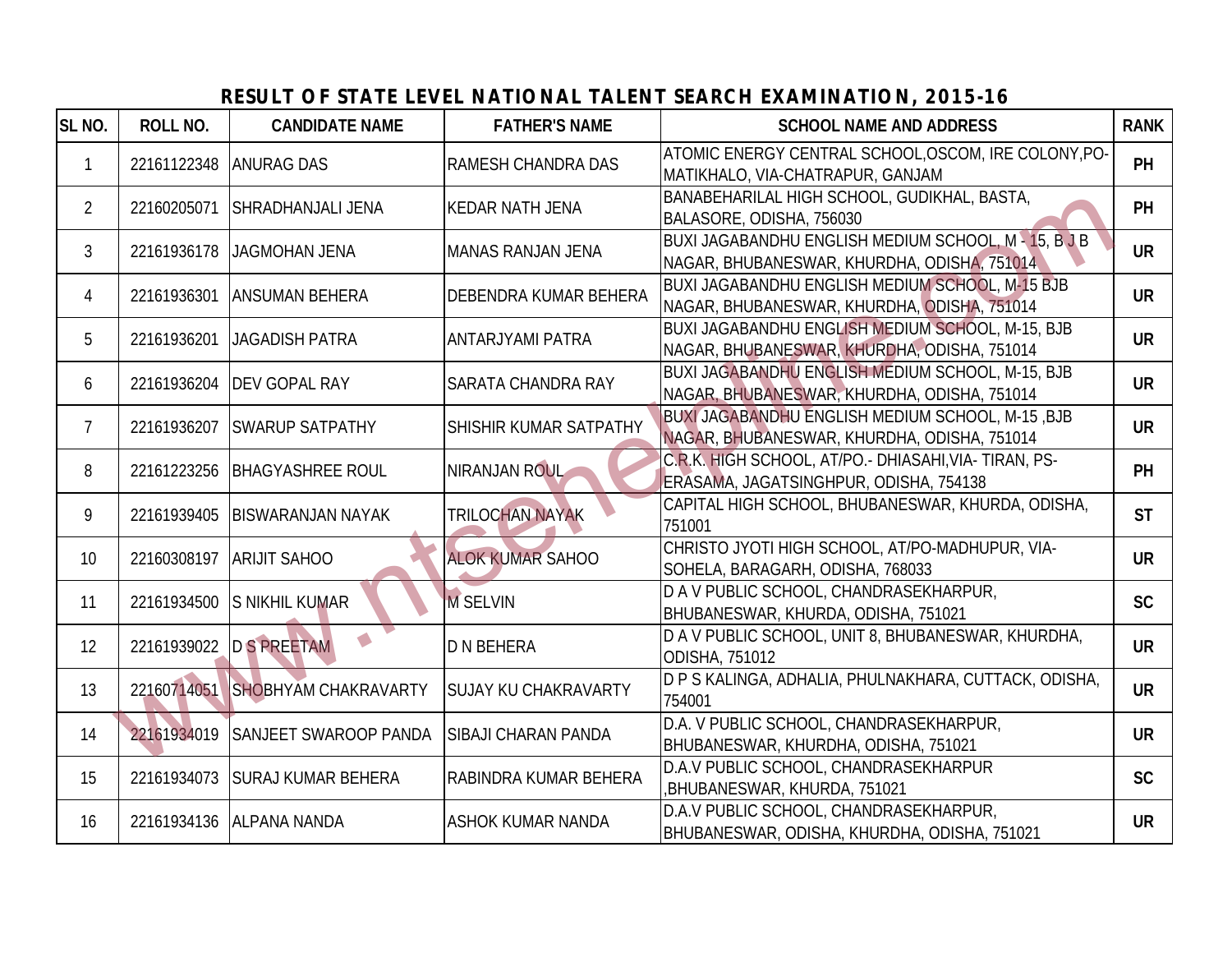# RESULT OF STATE LEVEL NATIONAL TALENT SEARCH EXAMINATION, 2015-16

| SL NO. | ROLL NO. | CANDIDATE NAME | FATHER'S NAME | SCHOOL NAME AND ADDRESS | RANK |
|---|---|---|---|---|---|
| 1 | 22161122348 | ANURAG DAS | RAMESH CHANDRA DAS | ATOMIC ENERGY CENTRAL SCHOOL,OSCOM, IRE COLONY,PO-MATIKHALO, VIA-CHATRAPUR, GANJAM | PH |
| 2 | 22160205071 | SHRADHANJALI JENA | KEDAR NATH JENA | BANABEHARILAL HIGH SCHOOL, GUDIKHAL, BASTA, BALASORE, ODISHA, 756030 | PH |
| 3 | 22161936178 | JAGMOHAN JENA | MANAS RANJAN JENA | BUXI JAGABANDHU ENGLISH MEDIUM SCHOOL, M - 15, B J B NAGAR, BHUBANESWAR, KHURDHA, ODISHA, 751014 | UR |
| 4 | 22161936301 | ANSUMAN BEHERA | DEBENDRA KUMAR BEHERA | BUXI JAGABANDHU ENGLISH MEDIUM SCHOOL, M-15 BJB NAGAR, BHUBANESWAR, KHURDHA, ODISHA, 751014 | UR |
| 5 | 22161936201 | JAGADISH PATRA | ANTARJYAMI PATRA | BUXI JAGABANDHU ENGLISH MEDIUM SCHOOL, M-15, BJB NAGAR, BHUBANESWAR, KHURDHA, ODISHA, 751014 | UR |
| 6 | 22161936204 | DEV GOPAL RAY | SARATA CHANDRA RAY | BUXI JAGABANDHU ENGLISH MEDIUM SCHOOL, M-15, BJB NAGAR, BHUBANESWAR, KHURDHA, ODISHA, 751014 | UR |
| 7 | 22161936207 | SWARUP SATPATHY | SHISHIR KUMAR SATPATHY | BUXI JAGABANDHU ENGLISH MEDIUM SCHOOL, M-15 ,BJB NAGAR, BHUBANESWAR, KHURDHA, ODISHA, 751014 | UR |
| 8 | 22161223256 | BHAGYASHREE ROUL | NIRANJAN ROUL | C.R.K. HIGH SCHOOL, AT/PO.- DHIASAHI,VIA- TIRAN, PS-ERASAMA, JAGATSINGHPUR, ODISHA, 754138 | PH |
| 9 | 22161939405 | BISWARANJAN NAYAK | TRILOCHAN NAYAK | CAPITAL HIGH SCHOOL, BHUBANESWAR, KHURDA, ODISHA, 751001 | ST |
| 10 | 22160308197 | ARIJIT SAHOO | ALOK KUMAR SAHOO | CHRISTO JYOTI HIGH SCHOOL, AT/PO-MADHUPUR, VIA-SOHELA, BARAGARH, ODISHA, 768033 | UR |
| 11 | 22161934500 | S NIKHIL KUMAR | M SELVIN | D A V PUBLIC SCHOOL, CHANDRASEKHARPUR, BHUBANESWAR, KHURDA, ODISHA, 751021 | SC |
| 12 | 22161939022 | D S PREETAM | D N BEHERA | D A V PUBLIC SCHOOL, UNIT 8, BHUBANESWAR, KHURDHA, ODISHA, 751012 | UR |
| 13 | 22160714051 | SHOBHYAM CHAKRAVARTY | SUJAY KU CHAKRAVARTY | D P S KALINGA, ADHALIA, PHULNAKHARA, CUTTACK, ODISHA, 754001 | UR |
| 14 | 22161934019 | SANJEET SWAROOP PANDA | SIBAJI CHARAN PANDA | D.A. V PUBLIC SCHOOL, CHANDRASEKHARPUR, BHUBANESWAR, KHURDHA, ODISHA, 751021 | UR |
| 15 | 22161934073 | SURAJ KUMAR BEHERA | RABINDRA KUMAR BEHERA | D.A.V PUBLIC SCHOOL, CHANDRASEKHARPUR ,BHUBANESWAR, KHURDA, 751021 | SC |
| 16 | 22161934136 | ALPANA NANDA | ASHOK KUMAR NANDA | D.A.V PUBLIC SCHOOL, CHANDRASEKHARPUR, BHUBANESWAR, ODISHA, KHURDHA, ODISHA, 751021 | UR |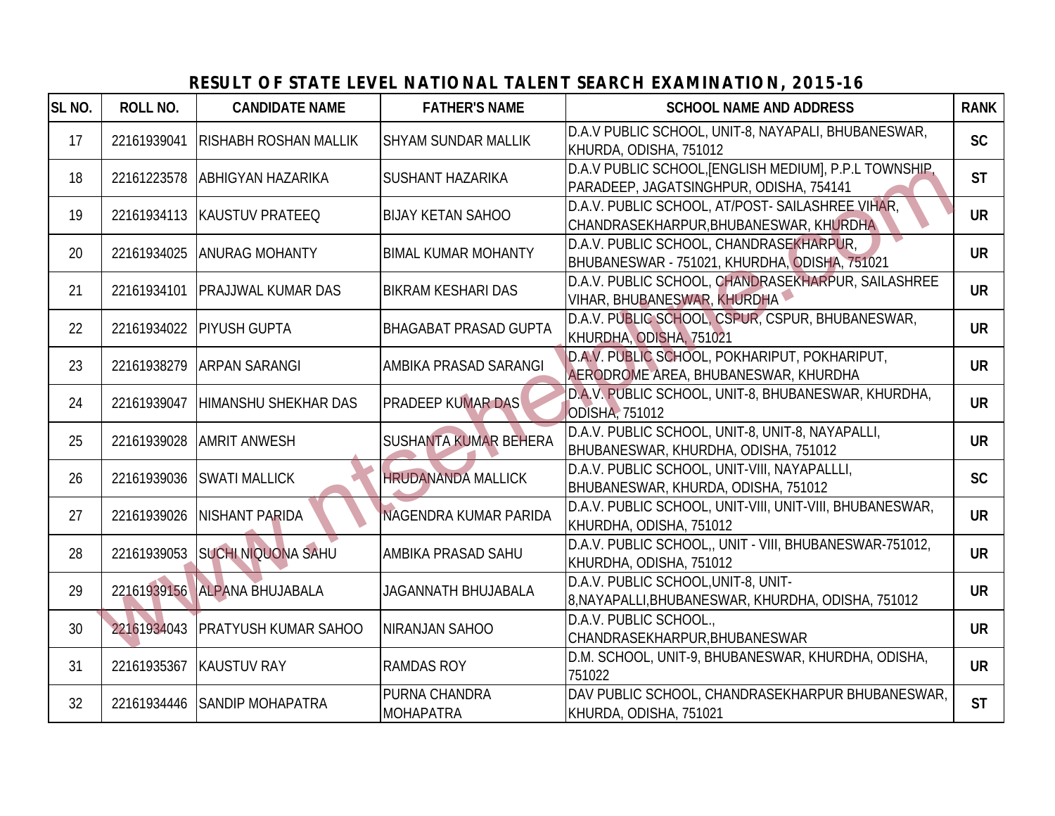## RESULT OF STATE LEVEL NATIONAL TALENT SEARCH EXAMINATION, 2015-16

| SL NO. | ROLL NO. | CANDIDATE NAME | FATHER'S NAME | SCHOOL NAME AND ADDRESS | RANK |
|---|---|---|---|---|---|
| 17 | 22161939041 | RISHABH ROSHAN MALLIK | SHYAM SUNDAR MALLIK | D.A.V PUBLIC SCHOOL, UNIT-8, NAYAPALI, BHUBANESWAR, KHURDA, ODISHA, 751012 | SC |
| 18 | 22161223578 | ABHIGYAN HAZARIKA | SUSHANT HAZARIKA | D.A.V PUBLIC SCHOOL,[ENGLISH MEDIUM], P.P.L TOWNSHIP, PARADEEP, JAGATSINGHPUR, ODISHA, 754141 | ST |
| 19 | 22161934113 | KAUSTUV PRATEEQ | BIJAY KETAN SAHOO | D.A.V. PUBLIC SCHOOL, AT/POST- SAILASHREE VIHAR, CHANDRASEKHARPUR,BHUBANESWAR, KHURDHA | UR |
| 20 | 22161934025 | ANURAG MOHANTY | BIMAL KUMAR MOHANTY | D.A.V. PUBLIC SCHOOL, CHANDRASEKHARPUR, BHUBANESWAR - 751021, KHURDHA, ODISHA, 751021 | UR |
| 21 | 22161934101 | PRAJJWAL KUMAR DAS | BIKRAM KESHARI DAS | D.A.V. PUBLIC SCHOOL, CHANDRASEKHARPUR, SAILASHREE VIHAR, BHUBANESWAR, KHURDHA | UR |
| 22 | 22161934022 | PIYUSH GUPTA | BHAGABAT PRASAD GUPTA | D.A.V. PUBLIC SCHOOL, CSPUR, CSPUR, BHUBANESWAR, KHURDHA, ODISHA, 751021 | UR |
| 23 | 22161938279 | ARPAN SARANGI | AMBIKA PRASAD SARANGI | D.A.V. PUBLIC SCHOOL, POKHARIPUT, POKHARIPUT, AERODROME AREA, BHUBANESWAR, KHURDHA | UR |
| 24 | 22161939047 | HIMANSHU SHEKHAR DAS | PRADEEP KUMAR DAS | D.A.V. PUBLIC SCHOOL, UNIT-8, BHUBANESWAR, KHURDHA, ODISHA, 751012 | UR |
| 25 | 22161939028 | AMRIT ANWESH | SUSHANTA KUMAR BEHERA | D.A.V. PUBLIC SCHOOL, UNIT-8, UNIT-8, NAYAPALLI, BHUBANESWAR, KHURDHA, ODISHA, 751012 | UR |
| 26 | 22161939036 | SWATI MALLICK | HRUDANANDA MALLICK | D.A.V. PUBLIC SCHOOL, UNIT-VIII, NAYAPALLLI, BHUBANESWAR, KHURDA, ODISHA, 751012 | SC |
| 27 | 22161939026 | NISHANT PARIDA | NAGENDRA KUMAR PARIDA | D.A.V. PUBLIC SCHOOL, UNIT-VIII, UNIT-VIII, BHUBANESWAR, KHURDHA, ODISHA, 751012 | UR |
| 28 | 22161939053 | SUCHI NIQUONA SAHU | AMBIKA PRASAD SAHU | D.A.V. PUBLIC SCHOOL,, UNIT - VIII, BHUBANESWAR-751012, KHURDHA, ODISHA, 751012 | UR |
| 29 | 22161939156 | ALPANA BHUJABALA | JAGANNATH BHUJABALA | D.A.V. PUBLIC SCHOOL,UNIT-8, UNIT-8,NAYAPALLI,BHUBANESWAR, KHURDHA, ODISHA, 751012 | UR |
| 30 | 22161934043 | PRATYUSH KUMAR SAHOO | NIRANJAN SAHOO | D.A.V. PUBLIC SCHOOL., CHANDRASEKHARPUR,BHUBANESWAR | UR |
| 31 | 22161935367 | KAUSTUV RAY | RAMDAS ROY | D.M. SCHOOL, UNIT-9, BHUBANESWAR, KHURDHA, ODISHA, 751022 | UR |
| 32 | 22161934446 | SANDIP MOHAPATRA | PURNA CHANDRA MOHAPATRA | DAV PUBLIC SCHOOL, CHANDRASEKHARPUR BHUBANESWAR, KHURDA, ODISHA, 751021 | ST |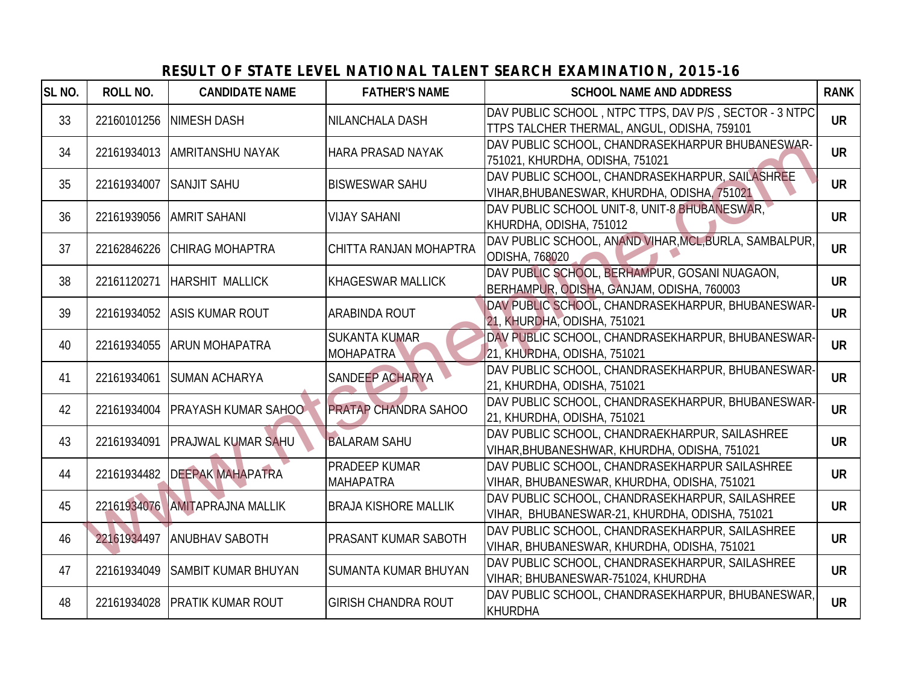## RESULT OF STATE LEVEL NATIONAL TALENT SEARCH EXAMINATION, 2015-16

| SL NO. | ROLL NO. | CANDIDATE NAME | FATHER'S NAME | SCHOOL NAME AND ADDRESS | RANK |
|---|---|---|---|---|---|
| 33 | 22160101256 | NIMESH DASH | NILANCHALA DASH | DAV PUBLIC SCHOOL , NTPC TTPS, DAV P/S , SECTOR - 3 NTPC TTPS TALCHER THERMAL, ANGUL, ODISHA, 759101 | UR |
| 34 | 22161934013 | AMRITANSHU NAYAK | HARA PRASAD NAYAK | DAV PUBLIC SCHOOL, CHANDRASEKHARPUR BHUBANESWAR-751021, KHURDHA, ODISHA, 751021 | UR |
| 35 | 22161934007 | SANJIT SAHU | BISWESWAR SAHU | DAV PUBLIC SCHOOL, CHANDRASEKHARPUR, SAILASHREE VIHAR,BHUBANESWAR, KHURDHA, ODISHA, 751021 | UR |
| 36 | 22161939056 | AMRIT SAHANI | VIJAY SAHANI | DAV PUBLIC SCHOOL UNIT-8, UNIT-8 BHUBANESWAR, KHURDHA, ODISHA, 751012 | UR |
| 37 | 22162846226 | CHIRAG MOHAPTRA | CHITTA RANJAN MOHAPTRA | DAV PUBLIC SCHOOL, ANAND VIHAR,MCL,BURLA, SAMBALPUR, ODISHA, 768020 | UR |
| 38 | 22161120271 | HARSHIT MALLICK | KHAGESWAR MALLICK | DAV PUBLIC SCHOOL, BERHAMPUR, GOSANI NUAGAON, BERHAMPUR, ODISHA, GANJAM, ODISHA, 760003 | UR |
| 39 | 22161934052 | ASIS KUMAR ROUT | ARABINDA ROUT | DAV PUBLIC SCHOOL, CHANDRASEKHARPUR, BHUBANESWAR-21, KHURDHA, ODISHA, 751021 | UR |
| 40 | 22161934055 | ARUN MOHAPATRA | SUKANTA KUMAR MOHAPATRA | DAV PUBLIC SCHOOL, CHANDRASEKHARPUR, BHUBANESWAR-21, KHURDHA, ODISHA, 751021 | UR |
| 41 | 22161934061 | SUMAN ACHARYA | SANDEEP ACHARYA | DAV PUBLIC SCHOOL, CHANDRASEKHARPUR, BHUBANESWAR-21, KHURDHA, ODISHA, 751021 | UR |
| 42 | 22161934004 | PRAYASH KUMAR SAHOO | PRATAP CHANDRA SAHOO | DAV PUBLIC SCHOOL, CHANDRASEKHARPUR, BHUBANESWAR-21, KHURDHA, ODISHA, 751021 | UR |
| 43 | 22161934091 | PRAJWAL KUMAR SAHU | BALARAM SAHU | DAV PUBLIC SCHOOL, CHANDRAEKHARPUR, SAILASHREE VIHAR,BHUBANESHWAR, KHURDHA, ODISHA, 751021 | UR |
| 44 | 22161934482 | DEEPAK MAHAPATRA | PRADEEP KUMAR MAHAPATRA | DAV PUBLIC SCHOOL, CHANDRASEKHARPUR SAILASHREE VIHAR, BHUBANESWAR, KHURDHA, ODISHA, 751021 | UR |
| 45 | 22161934076 | AMITAPRAJNA MALLIK | BRAJA KISHORE MALLIK | DAV PUBLIC SCHOOL, CHANDRASEKHARPUR, SAILASHREE VIHAR, BHUBANESWAR-21, KHURDHA, ODISHA, 751021 | UR |
| 46 | 22161934497 | ANUBHAV SABOTH | PRASANT KUMAR SABOTH | DAV PUBLIC SCHOOL, CHANDRASEKHARPUR, SAILASHREE VIHAR, BHUBANESWAR, KHURDHA, ODISHA, 751021 | UR |
| 47 | 22161934049 | SAMBIT KUMAR BHUYAN | SUMANTA KUMAR BHUYAN | DAV PUBLIC SCHOOL, CHANDRASEKHARPUR, SAILASHREE VIHAR; BHUBANESWAR-751024, KHURDHA | UR |
| 48 | 22161934028 | PRATIK KUMAR ROUT | GIRISH CHANDRA ROUT | DAV PUBLIC SCHOOL, CHANDRASEKHARPUR, BHUBANESWAR, KHURDHA | UR |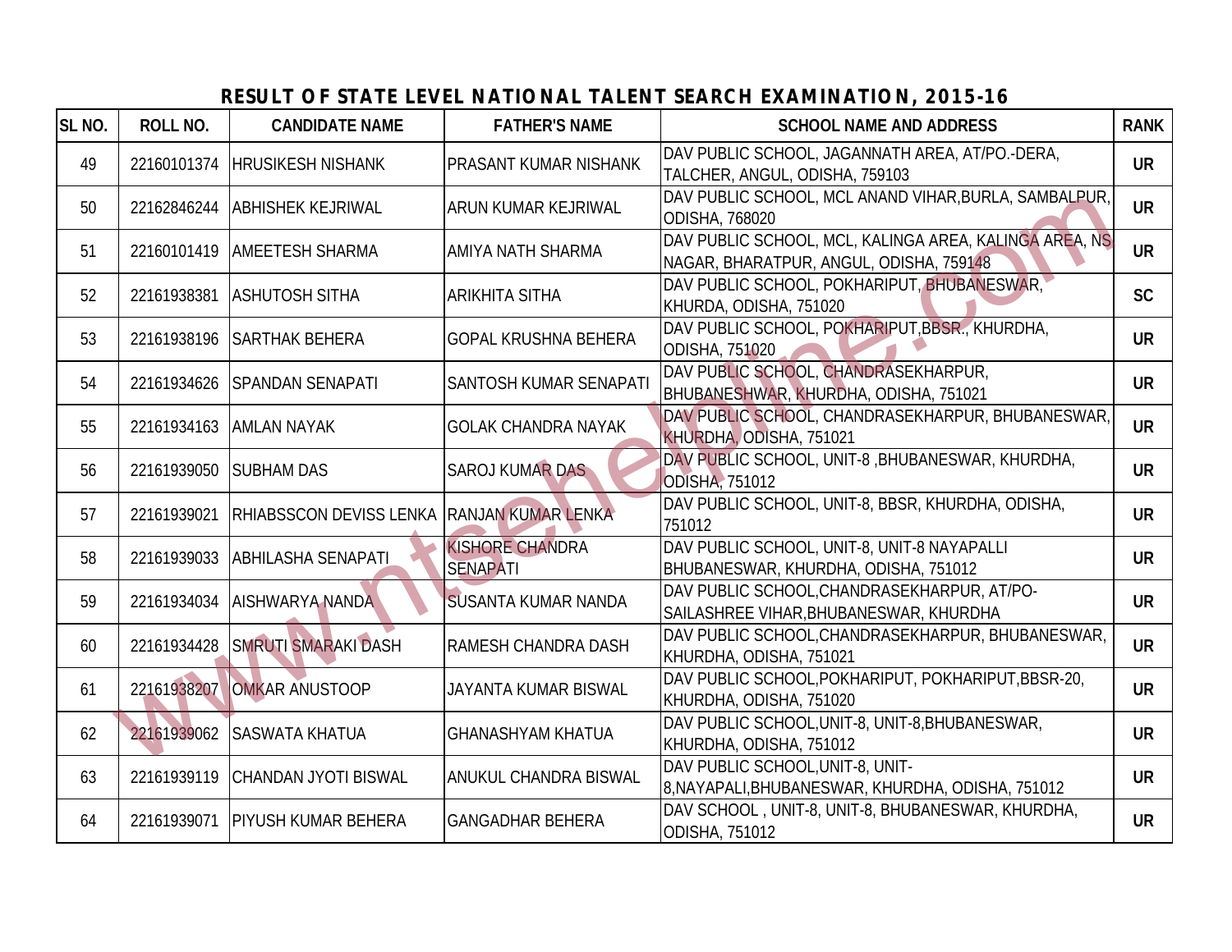# RESULT OF STATE LEVEL NATIONAL TALENT SEARCH EXAMINATION, 2015-16

| SL NO. | ROLL NO. | CANDIDATE NAME | FATHER'S NAME | SCHOOL NAME AND ADDRESS | RANK |
|---|---|---|---|---|---|
| 49 | 22160101374 | HRUSIKESH NISHANK | PRASANT KUMAR NISHANK | DAV PUBLIC SCHOOL, JAGANNATH AREA, AT/PO.-DERA, TALCHER, ANGUL, ODISHA, 759103 | UR |
| 50 | 22162846244 | ABHISHEK KEJRIWAL | ARUN KUMAR KEJRIWAL | DAV PUBLIC SCHOOL, MCL ANAND VIHAR,BURLA, SAMBALPUR, ODISHA, 768020 | UR |
| 51 | 22160101419 | AMEETESH SHARMA | AMIYA NATH SHARMA | DAV PUBLIC SCHOOL, MCL, KALINGA AREA, KALINGA AREA, NS NAGAR, BHARATPUR, ANGUL, ODISHA, 759148 | UR |
| 52 | 22161938381 | ASHUTOSH SITHA | ARIKHITA SITHA | DAV PUBLIC SCHOOL, POKHARIPUT, BHUBANESWAR, KHURDA, ODISHA, 751020 | SC |
| 53 | 22161938196 | SARTHAK BEHERA | GOPAL KRUSHNA BEHERA | DAV PUBLIC SCHOOL, POKHARIPUT,BBSR., KHURDHA, ODISHA, 751020 | UR |
| 54 | 22161934626 | SPANDAN SENAPATI | SANTOSH KUMAR SENAPATI | DAV PUBLIC SCHOOL, CHANDRASEKHARPUR, BHUBANESHWAR, KHURDHA, ODISHA, 751021 | UR |
| 55 | 22161934163 | AMLAN NAYAK | GOLAK CHANDRA NAYAK | DAV PUBLIC SCHOOL, CHANDRASEKHARPUR, BHUBANESWAR, KHURDHA, ODISHA, 751021 | UR |
| 56 | 22161939050 | SUBHAM DAS | SAROJ KUMAR DAS | DAV PUBLIC SCHOOL, UNIT-8 ,BHUBANESWAR, KHURDHA, ODISHA, 751012 | UR |
| 57 | 22161939021 | RHIABSSCON DEVISS LENKA | RANJAN KUMAR LENKA | DAV PUBLIC SCHOOL, UNIT-8, BBSR, KHURDHA, ODISHA, 751012 | UR |
| 58 | 22161939033 | ABHILASHA SENAPATI | KISHORE CHANDRA SENAPATI | DAV PUBLIC SCHOOL, UNIT-8, UNIT-8 NAYAPALLI BHUBANESWAR, KHURDHA, ODISHA, 751012 | UR |
| 59 | 22161934034 | AISHWARYA NANDA | SUSANTA KUMAR NANDA | DAV PUBLIC SCHOOL,CHANDRASEKHARPUR, AT/PO-SAILASHREE VIHAR,BHUBANESWAR, KHURDHA | UR |
| 60 | 22161934428 | SMRUTI SMARAKI DASH | RAMESH CHANDRA DASH | DAV PUBLIC SCHOOL,CHANDRASEKHARPUR, BHUBANESWAR, KHURDHA, ODISHA, 751021 | UR |
| 61 | 22161938207 | OMKAR ANUSTOOP | JAYANTA KUMAR BISWAL | DAV PUBLIC SCHOOL,POKHARIPUT, POKHARIPUT,BBSR-20, KHURDHA, ODISHA, 751020 | UR |
| 62 | 22161939062 | SASWATA KHATUA | GHANASHYAM KHATUA | DAV PUBLIC SCHOOL,UNIT-8, UNIT-8,BHUBANESWAR, KHURDHA, ODISHA, 751012 | UR |
| 63 | 22161939119 | CHANDAN JYOTI BISWAL | ANUKUL CHANDRA BISWAL | DAV PUBLIC SCHOOL,UNIT-8, UNIT-8,NAYAPALI,BHUBANESWAR, KHURDHA, ODISHA, 751012 | UR |
| 64 | 22161939071 | PIYUSH KUMAR BEHERA | GANGADHAR BEHERA | DAV SCHOOL , UNIT-8, UNIT-8, BHUBANESWAR, KHURDHA, ODISHA, 751012 | UR |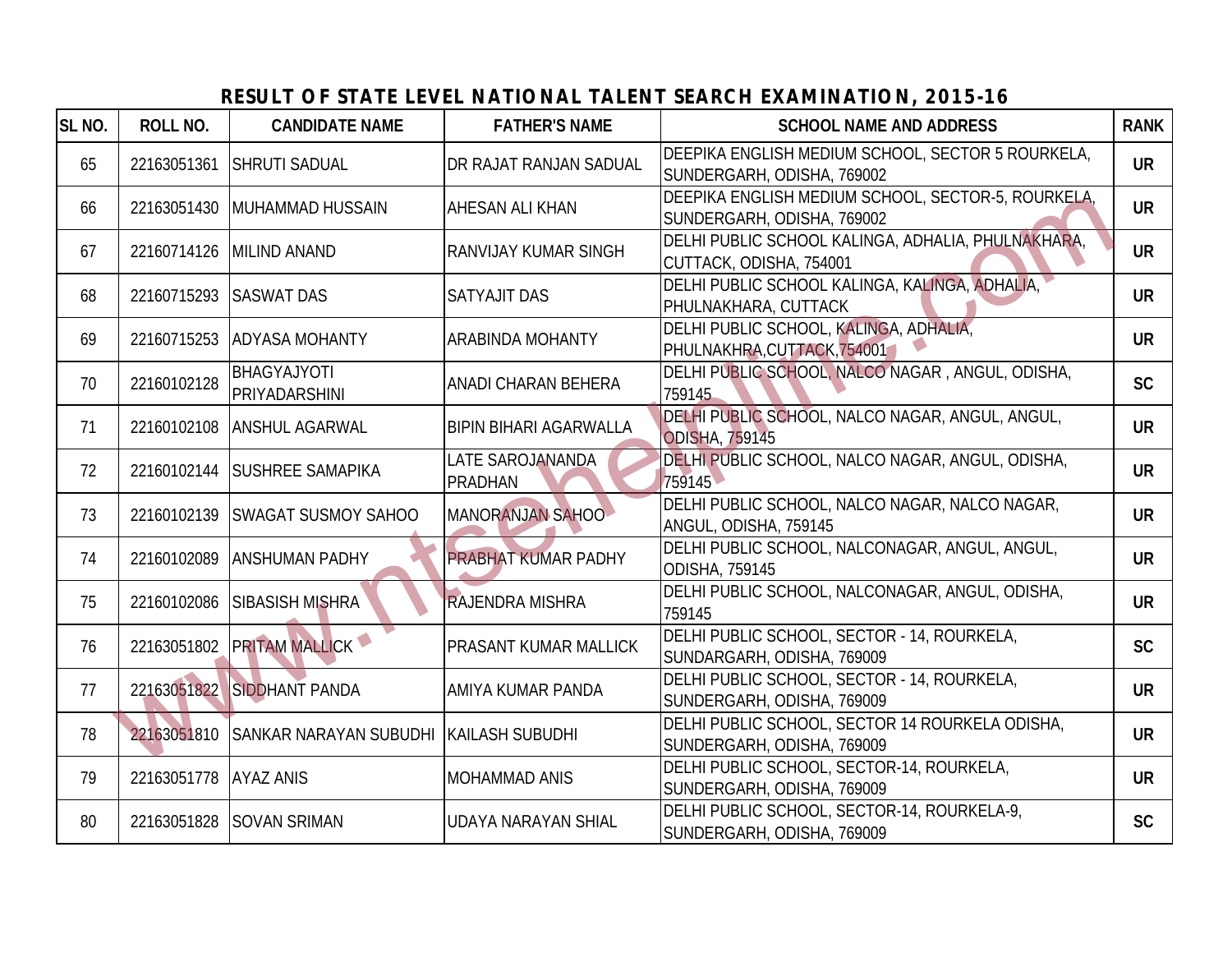# RESULT OF STATE LEVEL NATIONAL TALENT SEARCH EXAMINATION, 2015-16

| SL NO. | ROLL NO. | CANDIDATE NAME | FATHER'S NAME | SCHOOL NAME AND ADDRESS | RANK |
|---|---|---|---|---|---|
| 65 | 22163051361 | SHRUTI SADUAL | DR RAJAT RANJAN SADUAL | DEEPIKA ENGLISH MEDIUM SCHOOL, SECTOR 5 ROURKELA, SUNDERGARH, ODISHA, 769002 | UR |
| 66 | 22163051430 | MUHAMMAD HUSSAIN | AHESAN ALI KHAN | DEEPIKA ENGLISH MEDIUM SCHOOL, SECTOR-5, ROURKELA, SUNDERGARH, ODISHA, 769002 | UR |
| 67 | 22160714126 | MILIND ANAND | RANVIJAY KUMAR SINGH | DELHI PUBLIC SCHOOL KALINGA, ADHALIA, PHULNAKHARA, CUTTACK, ODISHA, 754001 | UR |
| 68 | 22160715293 | SASWAT DAS | SATYAJIT DAS | DELHI PUBLIC SCHOOL KALINGA, KALINGA, ADHALIA, PHULNAKHARA, CUTTACK | UR |
| 69 | 22160715253 | ADYASA MOHANTY | ARABINDA MOHANTY | DELHI PUBLIC SCHOOL, KALINGA, ADHALIA, PHULNAKHRA,CUTTACK,754001 | UR |
| 70 | 22160102128 | BHAGYAJYOTI PRIYADARSHINI | ANADI CHARAN BEHERA | DELHI PUBLIC SCHOOL, NALCO NAGAR , ANGUL, ODISHA, 759145 | SC |
| 71 | 22160102108 | ANSHUL AGARWAL | BIPIN BIHARI AGARWALLA | DELHI PUBLIC SCHOOL, NALCO NAGAR, ANGUL, ANGUL, ODISHA, 759145 | UR |
| 72 | 22160102144 | SUSHREE SAMAPIKA | LATE SAROJANANDA PRADHAN | DELHI PUBLIC SCHOOL, NALCO NAGAR, ANGUL, ODISHA, 759145 | UR |
| 73 | 22160102139 | SWAGAT SUSMOY SAHOO | MANORANJAN SAHOO | DELHI PUBLIC SCHOOL, NALCO NAGAR, NALCO NAGAR, ANGUL, ODISHA, 759145 | UR |
| 74 | 22160102089 | ANSHUMAN PADHY | PRABHAT KUMAR PADHY | DELHI PUBLIC SCHOOL, NALCONAGAR, ANGUL, ANGUL, ODISHA, 759145 | UR |
| 75 | 22160102086 | SIBASISH MISHRA | RAJENDRA MISHRA | DELHI PUBLIC SCHOOL, NALCONAGAR, ANGUL, ODISHA, 759145 | UR |
| 76 | 22163051802 | PRITAM MALLICK | PRASANT KUMAR MALLICK | DELHI PUBLIC SCHOOL, SECTOR - 14, ROURKELA, SUNDARGARH, ODISHA, 769009 | SC |
| 77 | 22163051822 | SIDDHANT PANDA | AMIYA KUMAR PANDA | DELHI PUBLIC SCHOOL, SECTOR - 14, ROURKELA, SUNDERGARH, ODISHA, 769009 | UR |
| 78 | 22163051810 | SANKAR NARAYAN SUBUDHI | KAILASH SUBUDHI | DELHI PUBLIC SCHOOL, SECTOR 14 ROURKELA ODISHA, SUNDERGARH, ODISHA, 769009 | UR |
| 79 | 22163051778 | AYAZ ANIS | MOHAMMAD ANIS | DELHI PUBLIC SCHOOL, SECTOR-14, ROURKELA, SUNDERGARH, ODISHA, 769009 | UR |
| 80 | 22163051828 | SOVAN SRIMAN | UDAYA NARAYAN SHIAL | DELHI PUBLIC SCHOOL, SECTOR-14, ROURKELA-9, SUNDERGARH, ODISHA, 769009 | SC |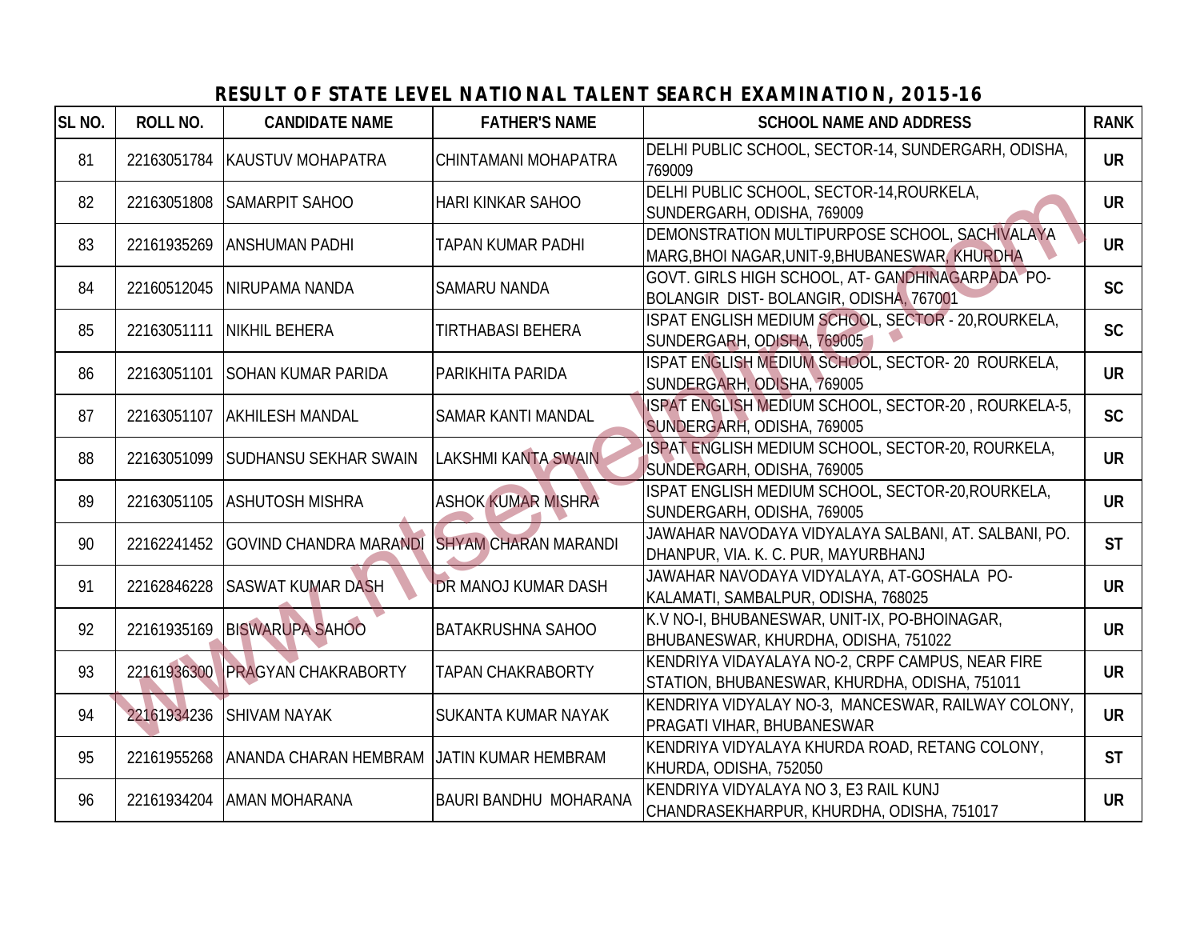## RESULT OF STATE LEVEL NATIONAL TALENT SEARCH EXAMINATION, 2015-16

| SL NO. | ROLL NO. | CANDIDATE NAME | FATHER'S NAME | SCHOOL NAME AND ADDRESS | RANK |
|---|---|---|---|---|---|
| 81 | 22163051784 | KAUSTUV MOHAPATRA | CHINTAMANI MOHAPATRA | DELHI PUBLIC SCHOOL, SECTOR-14, SUNDERGARH, ODISHA, 769009 | UR |
| 82 | 22163051808 | SAMARPIT SAHOO | HARI KINKAR SAHOO | DELHI PUBLIC SCHOOL, SECTOR-14,ROURKELA, SUNDERGARH, ODISHA, 769009 | UR |
| 83 | 22161935269 | ANSHUMAN PADHI | TAPAN KUMAR PADHI | DEMONSTRATION MULTIPURPOSE SCHOOL, SACHIVALAYA MARG,BHOI NAGAR,UNIT-9,BHUBANESWAR, KHURDHA | UR |
| 84 | 22160512045 | NIRUPAMA NANDA | SAMARU NANDA | GOVT. GIRLS HIGH SCHOOL, AT- GANDHINAGARPADA PO-BOLANGIR DIST- BOLANGIR, ODISHA, 767001 | SC |
| 85 | 22163051111 | NIKHIL BEHERA | TIRTHABASI BEHERA | ISPAT ENGLISH MEDIUM SCHOOL, SECTOR - 20,ROURKELA, SUNDERGARH, ODISHA, 769005 | SC |
| 86 | 22163051101 | SOHAN KUMAR PARIDA | PARIKHITA PARIDA | ISPAT ENGLISH MEDIUM SCHOOL, SECTOR- 20 ROURKELA, SUNDERGARH, ODISHA, 769005 | UR |
| 87 | 22163051107 | AKHILESH MANDAL | SAMAR KANTI MANDAL | ISPAT ENGLISH MEDIUM SCHOOL, SECTOR-20 , ROURKELA-5, SUNDERGARH, ODISHA, 769005 | SC |
| 88 | 22163051099 | SUDHANSU SEKHAR SWAIN | LAKSHMI KANTA SWAIN | ISPAT ENGLISH MEDIUM SCHOOL, SECTOR-20, ROURKELA, SUNDERGARH, ODISHA, 769005 | UR |
| 89 | 22163051105 | ASHUTOSH MISHRA | ASHOK KUMAR MISHRA | ISPAT ENGLISH MEDIUM SCHOOL, SECTOR-20,ROURKELA, SUNDERGARH, ODISHA, 769005 | UR |
| 90 | 22162241452 | GOVIND CHANDRA MARANDI | SHYAM CHARAN MARANDI | JAWAHAR NAVODAYA VIDYALAYA SALBANI, AT. SALBANI, PO. DHANPUR, VIA. K. C. PUR, MAYURBHANJ | ST |
| 91 | 22162846228 | SASWAT KUMAR DASH | DR MANOJ KUMAR DASH | JAWAHAR NAVODAYA VIDYALAYA, AT-GOSHALA PO-KALAMATI, SAMBALPUR, ODISHA, 768025 | UR |
| 92 | 22161935169 | BISWARUPA SAHOO | BATAKRUSHNA SAHOO | K.V NO-I, BHUBANESWAR, UNIT-IX, PO-BHOINAGAR, BHUBANESWAR, KHURDHA, ODISHA, 751022 | UR |
| 93 | 22161936300 | PRAGYAN CHAKRABORTY | TAPAN CHAKRABORTY | KENDRIYA VIDAYALAYA NO-2, CRPF CAMPUS, NEAR FIRE STATION, BHUBANESWAR, KHURDHA, ODISHA, 751011 | UR |
| 94 | 22161934236 | SHIVAM NAYAK | SUKANTA KUMAR NAYAK | KENDRIYA VIDYALAY NO-3, MANCESWAR, RAILWAY COLONY, PRAGATI VIHAR, BHUBANESWAR | UR |
| 95 | 22161955268 | ANANDA CHARAN HEMBRAM | JATIN KUMAR HEMBRAM | KENDRIYA VIDYALAYA KHURDA ROAD, RETANG COLONY, KHURDA, ODISHA, 752050 | ST |
| 96 | 22161934204 | AMAN MOHARANA | BAURI BANDHU MOHARANA | KENDRIYA VIDYALAYA NO 3, E3 RAIL KUNJ CHANDRASEKHARPUR, KHURDHA, ODISHA, 751017 | UR |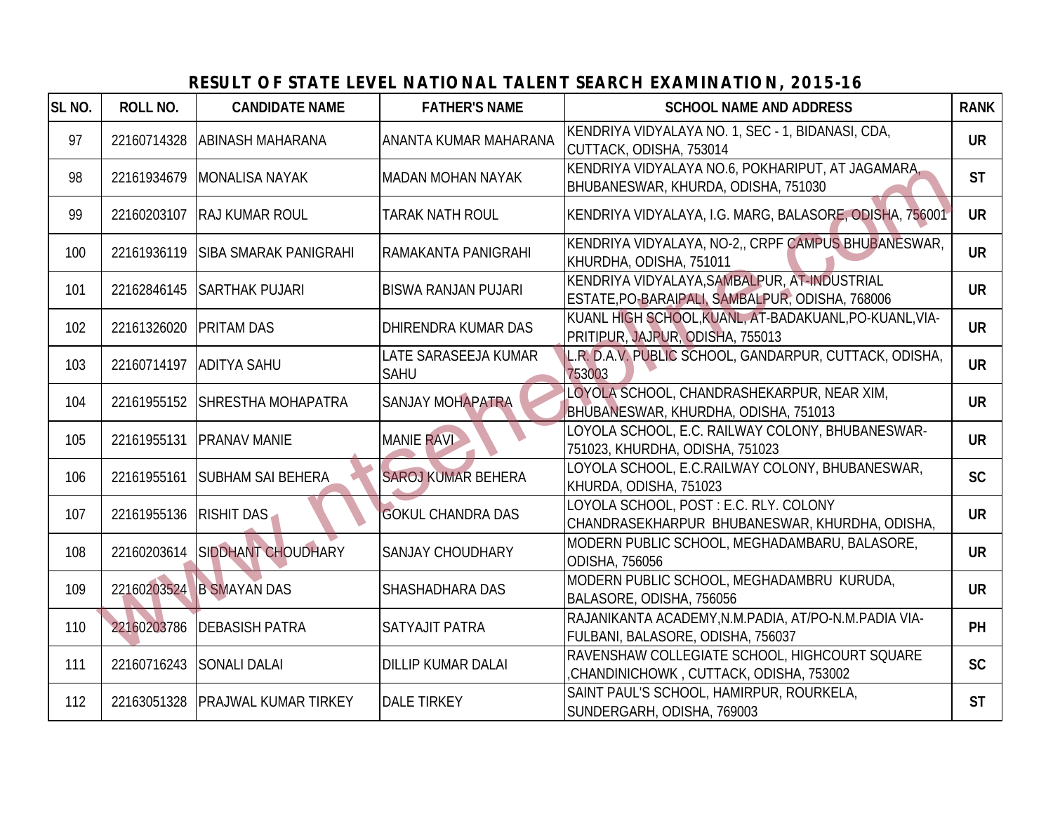# RESULT OF STATE LEVEL NATIONAL TALENT SEARCH EXAMINATION, 2015-16

| SL NO. | ROLL NO. | CANDIDATE NAME | FATHER'S NAME | SCHOOL NAME AND ADDRESS | RANK |
|---|---|---|---|---|---|
| 97 | 22160714328 | ABINASH MAHARANA | ANANTA KUMAR MAHARANA | KENDRIYA VIDYALAYA NO. 1, SEC - 1, BIDANASI, CDA, CUTTACK, ODISHA, 753014 | UR |
| 98 | 22161934679 | MONALISA NAYAK | MADAN MOHAN NAYAK | KENDRIYA VIDYALAYA NO.6, POKHARIPUT, AT JAGAMARA, BHUBANESWAR, KHURDA, ODISHA, 751030 | ST |
| 99 | 22160203107 | RAJ KUMAR ROUL | TARAK NATH ROUL | KENDRIYA VIDYALAYA, I.G. MARG, BALASORE, ODISHA, 756001 | UR |
| 100 | 22161936119 | SIBA SMARAK PANIGRAHI | RAMAKANTA PANIGRAHI | KENDRIYA VIDYALAYA, NO-2,, CRPF CAMPUS BHUBANESWAR, KHURDHA, ODISHA, 751011 | UR |
| 101 | 22162846145 | SARTHAK PUJARI | BISWA RANJAN PUJARI | KENDRIYA VIDYALAYA,SAMBALPUR, AT-INDUSTRIAL ESTATE,PO-BARAIPALI, SAMBALPUR, ODISHA, 768006 | UR |
| 102 | 22161326020 | PRITAM DAS | DHIRENDRA KUMAR DAS | KUANL HIGH SCHOOL,KUANL, AT-BADAKUANL,PO-KUANL,VIA-PRITIPUR, JAJPUR, ODISHA, 755013 | UR |
| 103 | 22160714197 | ADITYA SAHU | LATE SARASEEJA KUMAR SAHU | L.R. D.A.V. PUBLIC SCHOOL, GANDARPUR, CUTTACK, ODISHA, 753003 | UR |
| 104 | 22161955152 | SHRESTHA MOHAPATRA | SANJAY MOHAPATRA | LOYOLA SCHOOL, CHANDRASHEKARPUR, NEAR XIM, BHUBANESWAR, KHURDHA, ODISHA, 751013 | UR |
| 105 | 22161955131 | PRANAV MANIE | MANIE RAVI | LOYOLA SCHOOL, E.C. RAILWAY COLONY, BHUBANESWAR-751023, KHURDHA, ODISHA, 751023 | UR |
| 106 | 22161955161 | SUBHAM SAI BEHERA | SAROJ KUMAR BEHERA | LOYOLA SCHOOL, E.C.RAILWAY COLONY, BHUBANESWAR, KHURDA, ODISHA, 751023 | SC |
| 107 | 22161955136 | RISHIT DAS | GOKUL CHANDRA DAS | LOYOLA SCHOOL, POST : E.C. RLY. COLONY CHANDRASEKHARPUR BHUBANESWAR, KHURDHA, ODISHA, | UR |
| 108 | 22160203614 | SIDDHANT CHOUDHARY | SANJAY CHOUDHARY | MODERN PUBLIC SCHOOL, MEGHADAMBARU, BALASORE, ODISHA, 756056 | UR |
| 109 | 22160203524 | B SMAYAN DAS | SHASHADHARA DAS | MODERN PUBLIC SCHOOL, MEGHADAMBRU KURUDA, BALASORE, ODISHA, 756056 | UR |
| 110 | 22160203786 | DEBASISH PATRA | SATYAJIT PATRA | RAJANIKANTA ACADEMY,N.M.PADIA, AT/PO-N.M.PADIA VIA-FULBANI, BALASORE, ODISHA, 756037 | PH |
| 111 | 22160716243 | SONALI DALAI | DILLIP KUMAR DALAI | RAVENSHAW COLLEGIATE SCHOOL, HIGHCOURT SQUARE ,CHANDINICHOWK , CUTTACK, ODISHA, 753002 | SC |
| 112 | 22163051328 | PRAJWAL KUMAR TIRKEY | DALE TIRKEY | SAINT PAUL'S SCHOOL, HAMIRPUR, ROURKELA, SUNDERGARH, ODISHA, 769003 | ST |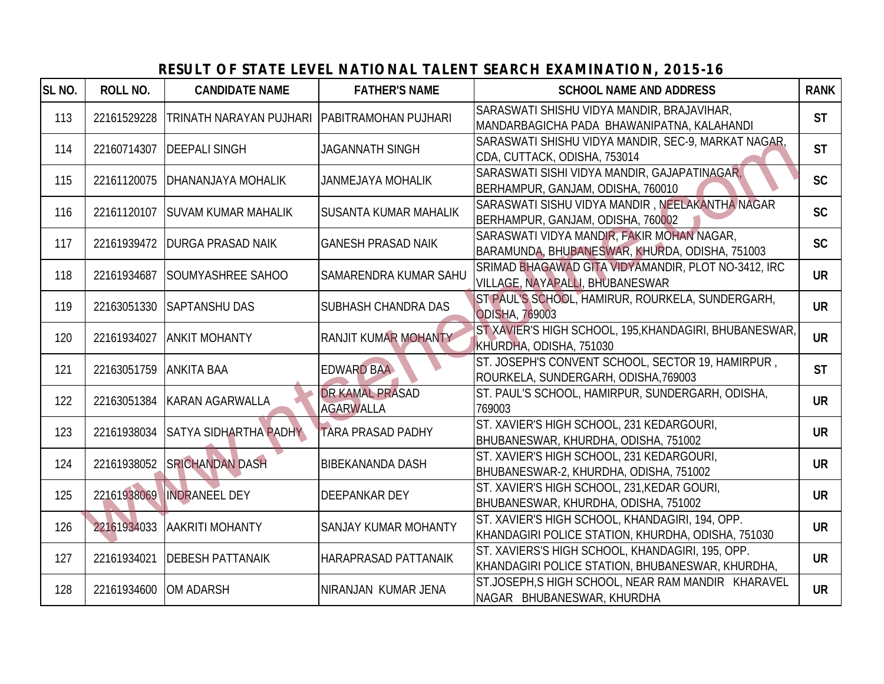## RESULT OF STATE LEVEL NATIONAL TALENT SEARCH EXAMINATION, 2015-16

| SL NO. | ROLL NO. | CANDIDATE NAME | FATHER'S NAME | SCHOOL NAME AND ADDRESS | RANK |
|---|---|---|---|---|---|
| 113 | 22161529228 | TRINATH NARAYAN PUJHARI | PABITRAMOHAN PUJHARI | SARASWATI SHISHU VIDYA MANDIR, BRAJAVIHAR, MANDARBAGICHA PADA BHAWANIPATNA, KALAHANDI | ST |
| 114 | 22160714307 | DEEPALI SINGH | JAGANNATH SINGH | SARASWATI SHISHU VIDYA MANDIR, SEC-9, MARKAT NAGAR, CDA, CUTTACK, ODISHA, 753014 | ST |
| 115 | 22161120075 | DHANANJAYA MOHALIK | JANMEJAYA MOHALIK | SARASWATI SISHI VIDYA MANDIR, GAJAPATINAGAR, BERHAMPUR, GANJAM, ODISHA, 760010 | SC |
| 116 | 22161120107 | SUVAM KUMAR MAHALIK | SUSANTA KUMAR MAHALIK | SARASWATI SISHU VIDYA MANDIR , NEELAKANTHA NAGAR BERHAMPUR, GANJAM, ODISHA, 760002 | SC |
| 117 | 22161939472 | DURGA PRASAD NAIK | GANESH PRASAD NAIK | SARASWATI VIDYA MANDIR, FAKIR MOHAN NAGAR, BARAMUNDA, BHUBANESWAR, KHURDA, ODISHA, 751003 | SC |
| 118 | 22161934687 | SOUMYASHREE SAHOO | SAMARENDRA KUMAR SAHU | SRIMAD BHAGAWAD GITA VIDYAMANDIR, PLOT NO-3412, IRC VILLAGE, NAYAPALLI, BHUBANESWAR | UR |
| 119 | 22163051330 | SAPTANSHU DAS | SUBHASH CHANDRA DAS | ST PAUL'S SCHOOL, HAMIRUR, ROURKELA, SUNDERGARH, ODISHA, 769003 | UR |
| 120 | 22161934027 | ANKIT MOHANTY | RANJIT KUMAR MOHANTY | ST XAVIER'S HIGH SCHOOL, 195,KHANDAGIRI, BHUBANESWAR, KHURDHA, ODISHA, 751030 | UR |
| 121 | 22163051759 | ANKITA BAA | EDWARD BAA | ST. JOSEPH'S CONVENT SCHOOL, SECTOR 19, HAMIRPUR , ROURKELA, SUNDERGARH, ODISHA,769003 | ST |
| 122 | 22163051384 | KARAN AGARWALLA | DR KAMAL PRASAD AGARWALLA | ST. PAUL'S SCHOOL, HAMIRPUR, SUNDERGARH, ODISHA, 769003 | UR |
| 123 | 22161938034 | SATYA SIDHARTHA PADHY | TARA PRASAD PADHY | ST. XAVIER'S HIGH SCHOOL, 231 KEDARGOURI, BHUBANESWAR, KHURDHA, ODISHA, 751002 | UR |
| 124 | 22161938052 | SRICHANDAN DASH | BIBEKANANDA DASH | ST. XAVIER'S HIGH SCHOOL, 231 KEDARGOURI, BHUBANESWAR-2, KHURDHA, ODISHA, 751002 | UR |
| 125 | 22161938069 | INDRANEEL DEY | DEEPANKAR DEY | ST. XAVIER'S HIGH SCHOOL, 231,KEDAR GOURI, BHUBANESWAR, KHURDHA, ODISHA, 751002 | UR |
| 126 | 22161934033 | AAKRITI MOHANTY | SANJAY KUMAR MOHANTY | ST. XAVIER'S HIGH SCHOOL, KHANDAGIRI, 194, OPP. KHANDAGIRI POLICE STATION, KHURDHA, ODISHA, 751030 | UR |
| 127 | 22161934021 | DEBESH PATTANAIK | HARAPRASAD PATTANAIK | ST. XAVIERS'S HIGH SCHOOL, KHANDAGIRI, 195, OPP. KHANDAGIRI POLICE STATION, BHUBANESWAR, KHURDHA, | UR |
| 128 | 22161934600 | OM ADARSH | NIRANJAN KUMAR JENA | ST.JOSEPH,S HIGH SCHOOL, NEAR RAM MANDIR KHARAVEL NAGAR BHUBANESWAR, KHURDHA | UR |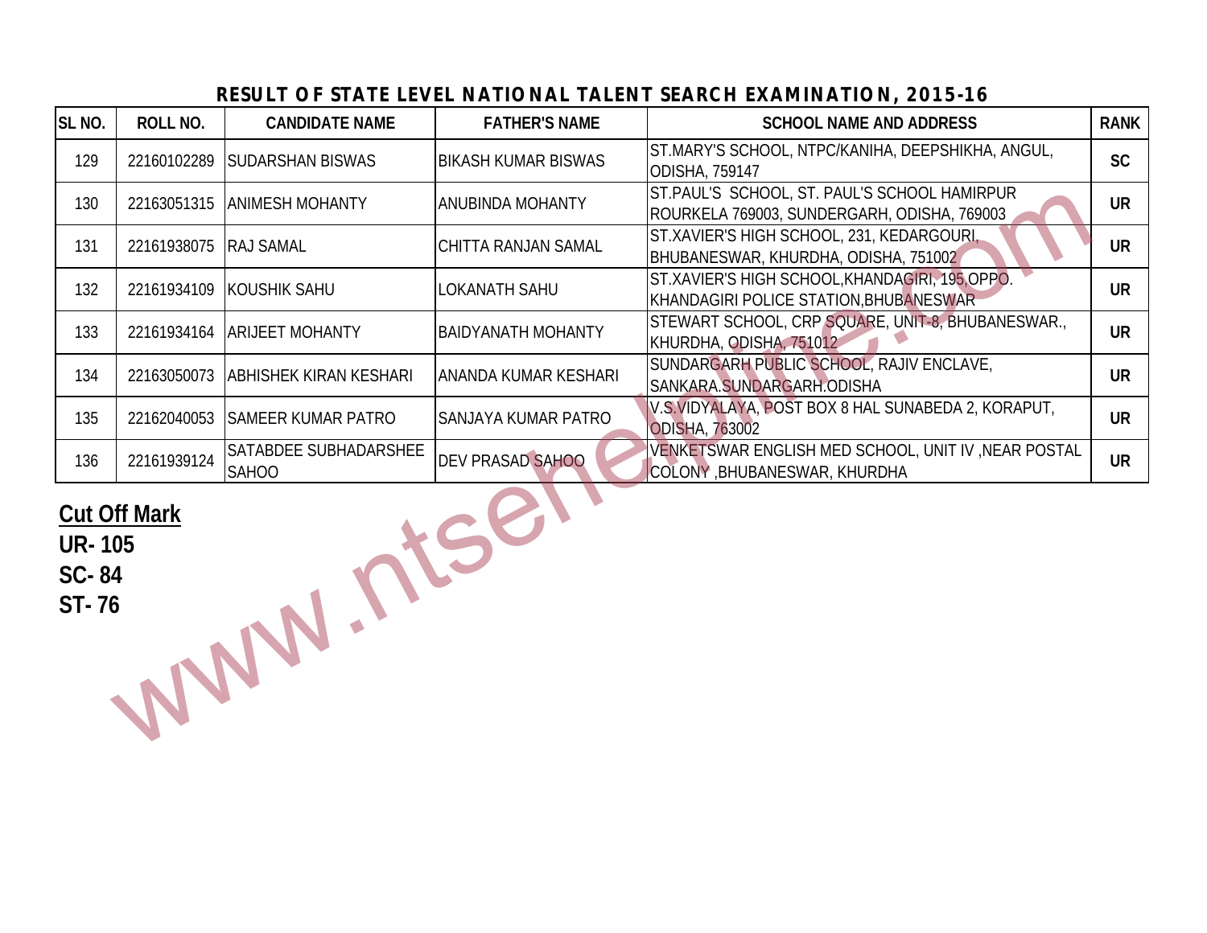## RESULT OF STATE LEVEL NATIONAL TALENT SEARCH EXAMINATION, 2015-16

| SL NO. | ROLL NO. | CANDIDATE NAME | FATHER'S NAME | SCHOOL NAME AND ADDRESS | RANK |
|---|---|---|---|---|---|
| 129 | 22160102289 | SUDARSHAN BISWAS | BIKASH KUMAR BISWAS | ST.MARY'S SCHOOL, NTPC/KANIHA, DEEPSHIKHA, ANGUL, ODISHA, 759147 | SC |
| 130 | 22163051315 | ANIMESH MOHANTY | ANUBINDA MOHANTY | ST.PAUL'S SCHOOL, ST. PAUL'S SCHOOL HAMIRPUR ROURKELA 769003, SUNDERGARH, ODISHA, 769003 | UR |
| 131 | 22161938075 | RAJ SAMAL | CHITTA RANJAN SAMAL | ST.XAVIER'S HIGH SCHOOL, 231, KEDARGOURI, BHUBANESWAR, KHURDHA, ODISHA, 751002 | UR |
| 132 | 22161934109 | KOUSHIK SAHU | LOKANATH SAHU | ST.XAVIER'S HIGH SCHOOL,KHANDAGIRI, 195,OPPO. KHANDAGIRI POLICE STATION,BHUBANESWAR | UR |
| 133 | 22161934164 | ARIJEET MOHANTY | BAIDYANATH MOHANTY | STEWART SCHOOL, CRP SQUARE, UNIT-8, BHUBANESWAR., KHURDHA, ODISHA, 751012 | UR |
| 134 | 22163050073 | ABHISHEK KIRAN KESHARI | ANANDA KUMAR KESHARI | SUNDARGARH PUBLIC SCHOOL, RAJIV ENCLAVE, SANKARA.SUNDARGARH.ODISHA | UR |
| 135 | 22162040053 | SAMEER KUMAR PATRO | SANJAYA KUMAR PATRO | V.S.VIDYALAYA, POST BOX 8 HAL SUNABEDA 2, KORAPUT, ODISHA, 763002 | UR |
| 136 | 22161939124 | SATABDEE SUBHADARSHEE SAHOO | DEV PRASAD SAHOO | VENKETSWAR ENGLISH MED SCHOOL, UNIT IV ,NEAR POSTAL COLONY ,BHUBANESWAR, KHURDHA | UR |

**Cut Off Mark**

**UR- 105**

**SC- 84**

**ST- 76**